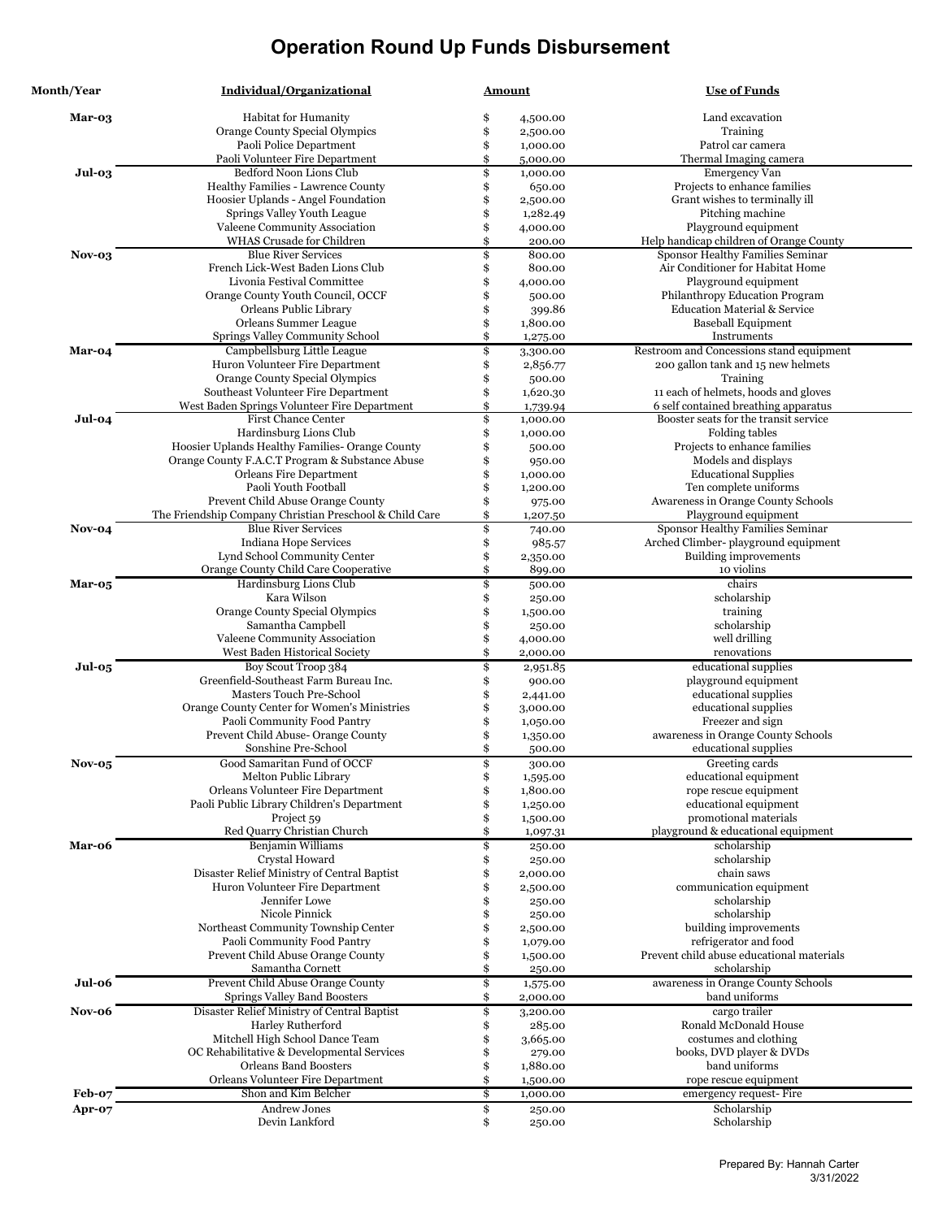# Operation Round Up Funds Disbursement

| Month/Year | Individual/Organizational | Amount | Use of Funds |
|---|---|---|---|
| Mar-03 | Habitat for Humanity | $ 4,500.00 | Land excavation |
| | Orange County Special Olympics | $ 2,500.00 | Training |
| | Paoli Police Department | $ 1,000.00 | Patrol car camera |
| | Paoli Volunteer Fire Department | $ 5,000.00 | Thermal Imaging camera |
| Jul-03 | Bedford Noon Lions Club | $ 1,000.00 | Emergency Van |
| | Healthy Families - Lawrence County | $ 650.00 | Projects to enhance families |
| | Hoosier Uplands - Angel Foundation | $ 2,500.00 | Grant wishes to terminally ill |
| | Springs Valley Youth League | $ 1,282.49 | Pitching machine |
| | Valeene Community Association | $ 4,000.00 | Playground equipment |
| | WHAS Crusade for Children | $ 200.00 | Help handicap children of Orange County |
| Nov-03 | Blue River Services | $ 800.00 | Sponsor Healthy Families Seminar |
| | French Lick-West Baden Lions Club | $ 800.00 | Air Conditioner for Habitat Home |
| | Livonia Festival Committee | $ 4,000.00 | Playground equipment |
| | Orange County Youth Council, OCCF | $ 500.00 | Philanthropy Education Program |
| | Orleans Public Library | $ 399.86 | Education Material & Service |
| | Orleans Summer League | $ 1,800.00 | Baseball Equipment |
| | Springs Valley Community School | $ 1,275.00 | Instruments |
| Mar-04 | Campbellsburg Little League | $ 3,300.00 | Restroom and Concessions stand equipment |
| | Huron Volunteer Fire Department | $ 2,856.77 | 200 gallon tank and 15 new helmets |
| | Orange County Special Olympics | $ 500.00 | Training |
| | Southeast Volunteer Fire Department | $ 1,620.30 | 11 each of helmets, hoods and gloves |
| | West Baden Springs Volunteer Fire Department | $ 1,739.94 | 6 self contained breathing apparatus |
| Jul-04 | First Chance Center | $ 1,000.00 | Booster seats for the transit service |
| | Hardinsburg Lions Club | $ 1,000.00 | Folding tables |
| | Hoosier Uplands Healthy Families- Orange County | $ 500.00 | Projects to enhance families |
| | Orange County F.A.C.T Program & Substance Abuse | $ 950.00 | Models and displays |
| | Orleans Fire Department | $ 1,000.00 | Educational Supplies |
| | Paoli Youth Football | $ 1,200.00 | Ten complete uniforms |
| | Prevent Child Abuse Orange County | $ 975.00 | Awareness in Orange County Schools |
| | The Friendship Company Christian Preschool & Child Care | $ 1,207.50 | Playground equipment |
| Nov-04 | Blue River Services | $ 740.00 | Sponsor Healthy Families Seminar |
| | Indiana Hope Services | $ 985.57 | Arched Climber- playground equipment |
| | Lynd School Community Center | $ 2,350.00 | Building improvements |
| | Orange County Child Care Cooperative | $ 899.00 | 10 violins |
| Mar-05 | Hardinsburg Lions Club | $ 500.00 | chairs |
| | Kara Wilson | $ 250.00 | scholarship |
| | Orange County Special Olympics | $ 1,500.00 | training |
| | Samantha Campbell | $ 250.00 | scholarship |
| | Valeene Community Association | $ 4,000.00 | well drilling |
| | West Baden Historical Society | $ 2,000.00 | renovations |
| Jul-05 | Boy Scout Troop 384 | $ 2,951.85 | educational supplies |
| | Greenfield-Southeast Farm Bureau Inc. | $ 900.00 | playground equipment |
| | Masters Touch Pre-School | $ 2,441.00 | educational supplies |
| | Orange County Center for Women's Ministries | $ 3,000.00 | educational supplies |
| | Paoli Community Food Pantry | $ 1,050.00 | Freezer and sign |
| | Prevent Child Abuse- Orange County | $ 1,350.00 | awareness in Orange County Schools |
| | Sonshine Pre-School | $ 500.00 | educational supplies |
| Nov-05 | Good Samaritan Fund of OCCF | $ 300.00 | Greeting cards |
| | Melton Public Library | $ 1,595.00 | educational equipment |
| | Orleans Volunteer Fire Department | $ 1,800.00 | rope rescue equipment |
| | Paoli Public Library Children's Department | $ 1,250.00 | educational equipment |
| | Project 59 | $ 1,500.00 | promotional materials |
| | Red Quarry Christian Church | $ 1,097.31 | playground & educational equipment |
| Mar-06 | Benjamin Williams | $ 250.00 | scholarship |
| | Crystal Howard | $ 250.00 | scholarship |
| | Disaster Relief Ministry of Central Baptist | $ 2,000.00 | chain saws |
| | Huron Volunteer Fire Department | $ 2,500.00 | communication equipment |
| | Jennifer Lowe | $ 250.00 | scholarship |
| | Nicole Pinnick | $ 250.00 | scholarship |
| | Northeast Community Township Center | $ 2,500.00 | building improvements |
| | Paoli Community Food Pantry | $ 1,079.00 | refrigerator and food |
| | Prevent Child Abuse Orange County | $ 1,500.00 | Prevent child abuse educational materials |
| | Samantha Cornett | $ 250.00 | scholarship |
| Jul-06 | Prevent Child Abuse Orange County | $ 1,575.00 | awareness in Orange County Schools |
| | Springs Valley Band Boosters | $ 2,000.00 | band uniforms |
| Nov-06 | Disaster Relief Ministry of Central Baptist | $ 3,200.00 | cargo trailer |
| | Harley Rutherford | $ 285.00 | Ronald McDonald House |
| | Mitchell High School Dance Team | $ 3,665.00 | costumes and clothing |
| | OC Rehabilitative & Developmental Services | $ 279.00 | books, DVD player & DVDs |
| | Orleans Band Boosters | $ 1,880.00 | band uniforms |
| | Orleans Volunteer Fire Department | $ 1,500.00 | rope rescue equipment |
| Feb-07 | Shon and Kim Belcher | $ 1,000.00 | emergency request- Fire |
| Apr-07 | Andrew Jones | $ 250.00 | Scholarship |
| | Devin Lankford | $ 250.00 | Scholarship |

Prepared By: Hannah Carter
3/31/2022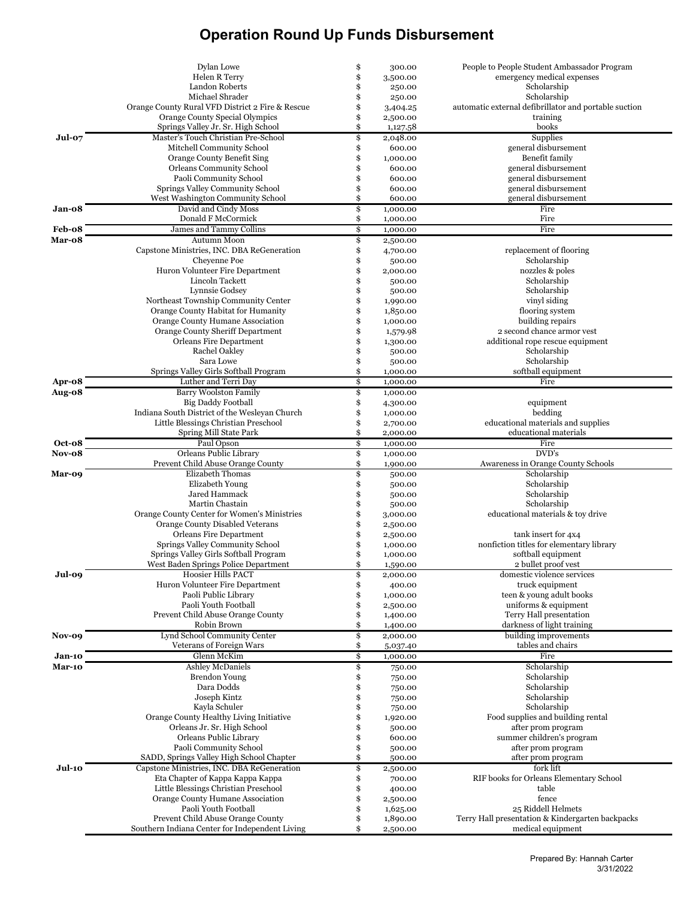# Operation Round Up Funds Disbursement

| Date | Recipient | Amount | Purpose |
|---|---|---|---|
| | Dylan Lowe | $ 300.00 | People to People Student Ambassador Program |
| | Helen R Terry | $ 3,500.00 | emergency medical expenses |
| | Landon Roberts | $ 250.00 | Scholarship |
| | Michael Shrader | $ 250.00 | Scholarship |
| | Orange County Rural VFD District 2 Fire & Rescue | $ 3,404.25 | automatic external defibrillator and portable suction |
| | Orange County Special Olympics | $ 2,500.00 | training |
| | Springs Valley Jr. Sr. High School | $ 1,127.58 | books |
| **Jul-07** | Master's Touch Christian Pre-School | $ 2,048.00 | Supplies |
| | Mitchell Community School | $ 600.00 | general disbursement |
| | Orange County Benefit Sing | $ 1,000.00 | Benefit family |
| | Orleans Community School | $ 600.00 | general disbursement |
| | Paoli Community School | $ 600.00 | general disbursement |
| | Springs Valley Community School | $ 600.00 | general disbursement |
| | West Washington Community School | $ 600.00 | general disbursement |
| **Jan-08** | David and Cindy Moss | $ 1,000.00 | Fire |
| | Donald F McCormick | $ 1,000.00 | Fire |
| **Feb-08** | James and Tammy Collins | $ 1,000.00 | Fire |
| **Mar-08** | Autumn Moon | $ 2,500.00 | |
| | Capstone Ministries, INC. DBA ReGeneration | $ 4,700.00 | replacement of flooring |
| | Cheyenne Poe | $ 500.00 | Scholarship |
| | Huron Volunteer Fire Department | $ 2,000.00 | nozzles & poles |
| | Lincoln Tackett | $ 500.00 | Scholarship |
| | Lynnsie Godsey | $ 500.00 | Scholarship |
| | Northeast Township Community Center | $ 1,990.00 | vinyl siding |
| | Orange County Habitat for Humanity | $ 1,850.00 | flooring system |
| | Orange County Humane Association | $ 1,000.00 | building repairs |
| | Orange County Sheriff Department | $ 1,579.98 | 2 second chance armor vest |
| | Orleans Fire Department | $ 1,300.00 | additional rope rescue equipment |
| | Rachel Oakley | $ 500.00 | Scholarship |
| | Sara Lowe | $ 500.00 | Scholarship |
| | Springs Valley Girls Softball Program | $ 1,000.00 | softball equipment |
| **Apr-08** | Luther and Terri Day | $ 1,000.00 | Fire |
| **Aug-08** | Barry Woolston Family | $ 1,000.00 | |
| | Big Daddy Football | $ 4,300.00 | equipment |
| | Indiana South District of the Wesleyan Church | $ 1,000.00 | bedding |
| | Little Blessings Christian Preschool | $ 2,700.00 | educational materials and supplies |
| | Spring Mill State Park | $ 2,000.00 | educational materials |
| **Oct-08** | Paul Opson | $ 1,000.00 | Fire |
| **Nov-08** | Orleans Public Library | $ 1,000.00 | DVD's |
| | Prevent Child Abuse Orange County | $ 1,900.00 | Awareness in Orange County Schools |
| **Mar-09** | Elizabeth Thomas | $ 500.00 | Scholarship |
| | Elizabeth Young | $ 500.00 | Scholarship |
| | Jared Hammack | $ 500.00 | Scholarship |
| | Martin Chastain | $ 500.00 | Scholarship |
| | Orange County Center for Women's Ministries | $ 3,000.00 | educational materials & toy drive |
| | Orange County Disabled Veterans | $ 2,500.00 | |
| | Orleans Fire Department | $ 2,500.00 | tank insert for 4x4 |
| | Springs Valley Community School | $ 1,000.00 | nonfiction titles for elementary library |
| | Springs Valley Girls Softball Program | $ 1,000.00 | softball equipment |
| | West Baden Springs Police Department | $ 1,590.00 | 2 bullet proof vest |
| **Jul-09** | Hoosier Hills PACT | $ 2,000.00 | domestic violence services |
| | Huron Volunteer Fire Department | $ 400.00 | truck equipment |
| | Paoli Public Library | $ 1,000.00 | teen & young adult books |
| | Paoli Youth Football | $ 2,500.00 | uniforms & equipment |
| | Prevent Child Abuse Orange County | $ 1,400.00 | Terry Hall presentation |
| | Robin Brown | $ 1,400.00 | darkness of light training |
| **Nov-09** | Lynd School Community Center | $ 2,000.00 | building improvements |
| | Veterans of Foreign Wars | $ 5,037.40 | tables and chairs |
| **Jan-10** | Glenn McKim | $ 1,000.00 | Fire |
| **Mar-10** | Ashley McDaniels | $ 750.00 | Scholarship |
| | Brendon Young | $ 750.00 | Scholarship |
| | Dara Dodds | $ 750.00 | Scholarship |
| | Joseph Kintz | $ 750.00 | Scholarship |
| | Kayla Schuler | $ 750.00 | Scholarship |
| | Orange County Healthy Living Initiative | $ 1,920.00 | Food supplies and building rental |
| | Orleans Jr. Sr. High School | $ 500.00 | after prom program |
| | Orleans Public Library | $ 600.00 | summer children's program |
| | Paoli Community School | $ 500.00 | after prom program |
| | SADD, Springs Valley High School Chapter | $ 500.00 | after prom program |
| **Jul-10** | Capstone Ministries, INC. DBA ReGeneration | $ 2,500.00 | fork lift |
| | Eta Chapter of Kappa Kappa Kappa | $ 700.00 | RIF books for Orleans Elementary School |
| | Little Blessings Christian Preschool | $ 400.00 | table |
| | Orange County Humane Association | $ 2,500.00 | fence |
| | Paoli Youth Football | $ 1,625.00 | 25 Riddell Helmets |
| | Prevent Child Abuse Orange County | $ 1,890.00 | Terry Hall presentation & Kindergarten backpacks |
| | Southern Indiana Center for Independent Living | $ 2,500.00 | medical equipment |

Prepared By: Hannah Carter
3/31/2022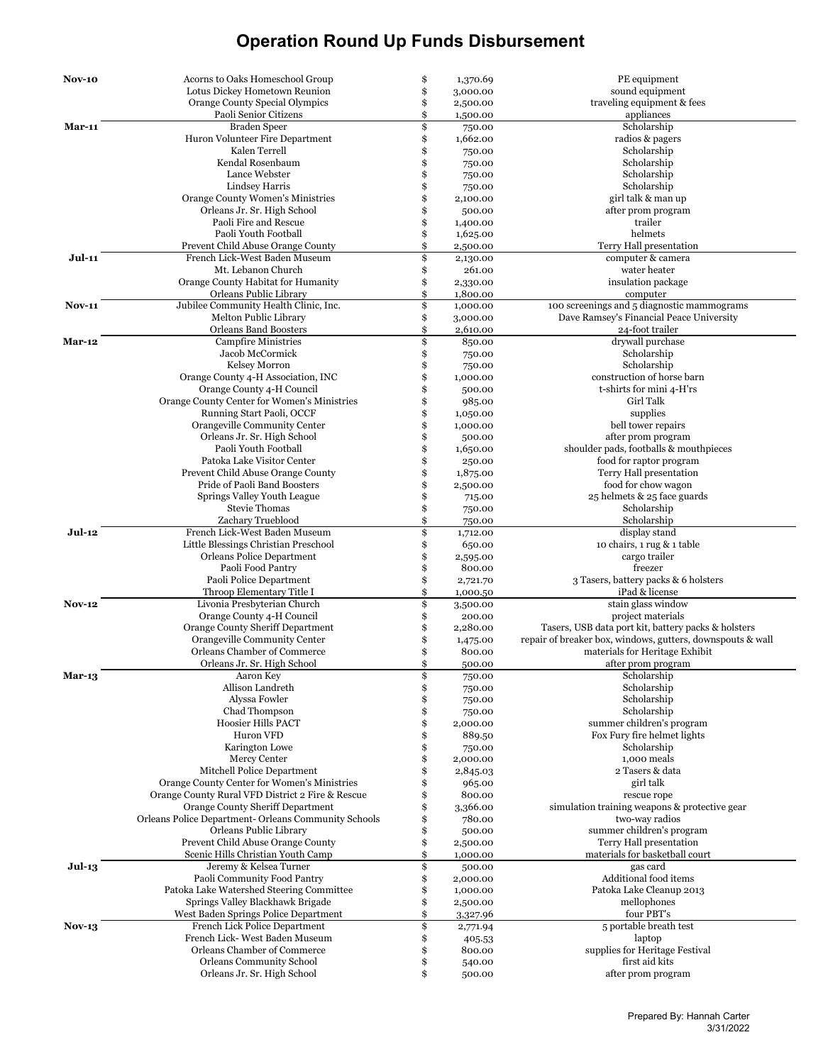# Operation Round Up Funds Disbursement

| Date | Recipient | Amount | Purpose |
|---|---|---|---|
| Nov-10 | Acorns to Oaks Homeschool Group | $ 1,370.69 | PE equipment |
| | Lotus Dickey Hometown Reunion | $ 3,000.00 | sound equipment |
| | Orange County Special Olympics | $ 2,500.00 | traveling equipment & fees |
| | Paoli Senior Citizens | $ 1,500.00 | appliances |
| Mar-11 | Braden Speer | $ 750.00 | Scholarship |
| | Huron Volunteer Fire Department | $ 1,662.00 | radios & pagers |
| | Kalen Terrell | $ 750.00 | Scholarship |
| | Kendal Rosenbaum | $ 750.00 | Scholarship |
| | Lance Webster | $ 750.00 | Scholarship |
| | Lindsey Harris | $ 750.00 | Scholarship |
| | Orange County Women's Ministries | $ 2,100.00 | girl talk & man up |
| | Orleans Jr. Sr. High School | $ 500.00 | after prom program |
| | Paoli Fire and Rescue | $ 1,400.00 | trailer |
| | Paoli Youth Football | $ 1,625.00 | helmets |
| | Prevent Child Abuse Orange County | $ 2,500.00 | Terry Hall presentation |
| Jul-11 | French Lick-West Baden Museum | $ 2,130.00 | computer & camera |
| | Mt. Lebanon Church | $ 261.00 | water heater |
| | Orange County Habitat for Humanity | $ 2,330.00 | insulation package |
| | Orleans Public Library | $ 1,800.00 | computer |
| Nov-11 | Jubilee Community Health Clinic, Inc. | $ 1,000.00 | 100 screenings and 5 diagnostic mammograms |
| | Melton Public Library | $ 3,000.00 | Dave Ramsey's Financial Peace University |
| | Orleans Band Boosters | $ 2,610.00 | 24-foot trailer |
| Mar-12 | Campfire Ministries | $ 850.00 | drywall purchase |
| | Jacob McCormick | $ 750.00 | Scholarship |
| | Kelsey Morron | $ 750.00 | Scholarship |
| | Orange County 4-H Association, INC | $ 1,000.00 | construction of horse barn |
| | Orange County 4-H Council | $ 500.00 | t-shirts for mini 4-H'rs |
| | Orange County Center for Women's Ministries | $ 985.00 | Girl Talk |
| | Running Start Paoli, OCCF | $ 1,050.00 | supplies |
| | Orangeville Community Center | $ 1,000.00 | bell tower repairs |
| | Orleans Jr. Sr. High School | $ 500.00 | after prom program |
| | Paoli Youth Football | $ 1,650.00 | shoulder pads, footballs & mouthpieces |
| | Patoka Lake Visitor Center | $ 250.00 | food for raptor program |
| | Prevent Child Abuse Orange County | $ 1,875.00 | Terry Hall presentation |
| | Pride of Paoli Band Boosters | $ 2,500.00 | food for chow wagon |
| | Springs Valley Youth League | $ 715.00 | 25 helmets & 25 face guards |
| | Stevie Thomas | $ 750.00 | Scholarship |
| | Zachary Trueblood | $ 750.00 | Scholarship |
| Jul-12 | French Lick-West Baden Museum | $ 1,712.00 | display stand |
| | Little Blessings Christian Preschool | $ 650.00 | 10 chairs, 1 rug & 1 table |
| | Orleans Police Department | $ 2,595.00 | cargo trailer |
| | Paoli Food Pantry | $ 800.00 | freezer |
| | Paoli Police Department | $ 2,721.70 | 3 Tasers, battery packs & 6 holsters |
| | Throop Elementary Title I | $ 1,000.50 | iPad & license |
| Nov-12 | Livonia Presbyterian Church | $ 3,500.00 | stain glass window |
| | Orange County 4-H Council | $ 200.00 | project materials |
| | Orange County Sheriff Department | $ 2,280.00 | Tasers, USB data port kit, battery packs & holsters |
| | Orangeville Community Center | $ 1,475.00 | repair of breaker box, windows, gutters, downspouts & wall |
| | Orleans Chamber of Commerce | $ 800.00 | materials for Heritage Exhibit |
| | Orleans Jr. Sr. High School | $ 500.00 | after prom program |
| Mar-13 | Aaron Key | $ 750.00 | Scholarship |
| | Allison Landreth | $ 750.00 | Scholarship |
| | Alyssa Fowler | $ 750.00 | Scholarship |
| | Chad Thompson | $ 750.00 | Scholarship |
| | Hoosier Hills PACT | $ 2,000.00 | summer children's program |
| | Huron VFD | $ 889.50 | Fox Fury fire helmet lights |
| | Karington Lowe | $ 750.00 | Scholarship |
| | Mercy Center | $ 2,000.00 | 1,000 meals |
| | Mitchell Police Department | $ 2,845.03 | 2 Tasers & data |
| | Orange County Center for Women's Ministries | $ 965.00 | girl talk |
| | Orange County Rural VFD District 2 Fire & Rescue | $ 800.00 | rescue rope |
| | Orange County Sheriff Department | $ 3,366.00 | simulation training weapons & protective gear |
| | Orleans Police Department- Orleans Community Schools | $ 780.00 | two-way radios |
| | Orleans Public Library | $ 500.00 | summer children's program |
| | Prevent Child Abuse Orange County | $ 2,500.00 | Terry Hall presentation |
| | Scenic Hills Christian Youth Camp | $ 1,000.00 | materials for basketball court |
| Jul-13 | Jeremy & Kelsea Turner | $ 500.00 | gas card |
| | Paoli Community Food Pantry | $ 2,000.00 | Additional food items |
| | Patoka Lake Watershed Steering Committee | $ 1,000.00 | Patoka Lake Cleanup 2013 |
| | Springs Valley Blackhawk Brigade | $ 2,500.00 | mellophones |
| | West Baden Springs Police Department | $ 3,327.96 | four PBT's |
| Nov-13 | French Lick Police Department | $ 2,771.94 | 5 portable breath test |
| | French Lick- West Baden Museum | $ 405.53 | laptop |
| | Orleans Chamber of Commerce | $ 800.00 | supplies for Heritage Festival |
| | Orleans Community School | $ 540.00 | first aid kits |
| | Orleans Jr. Sr. High School | $ 500.00 | after prom program |

Prepared By: Hannah Carter
3/31/2022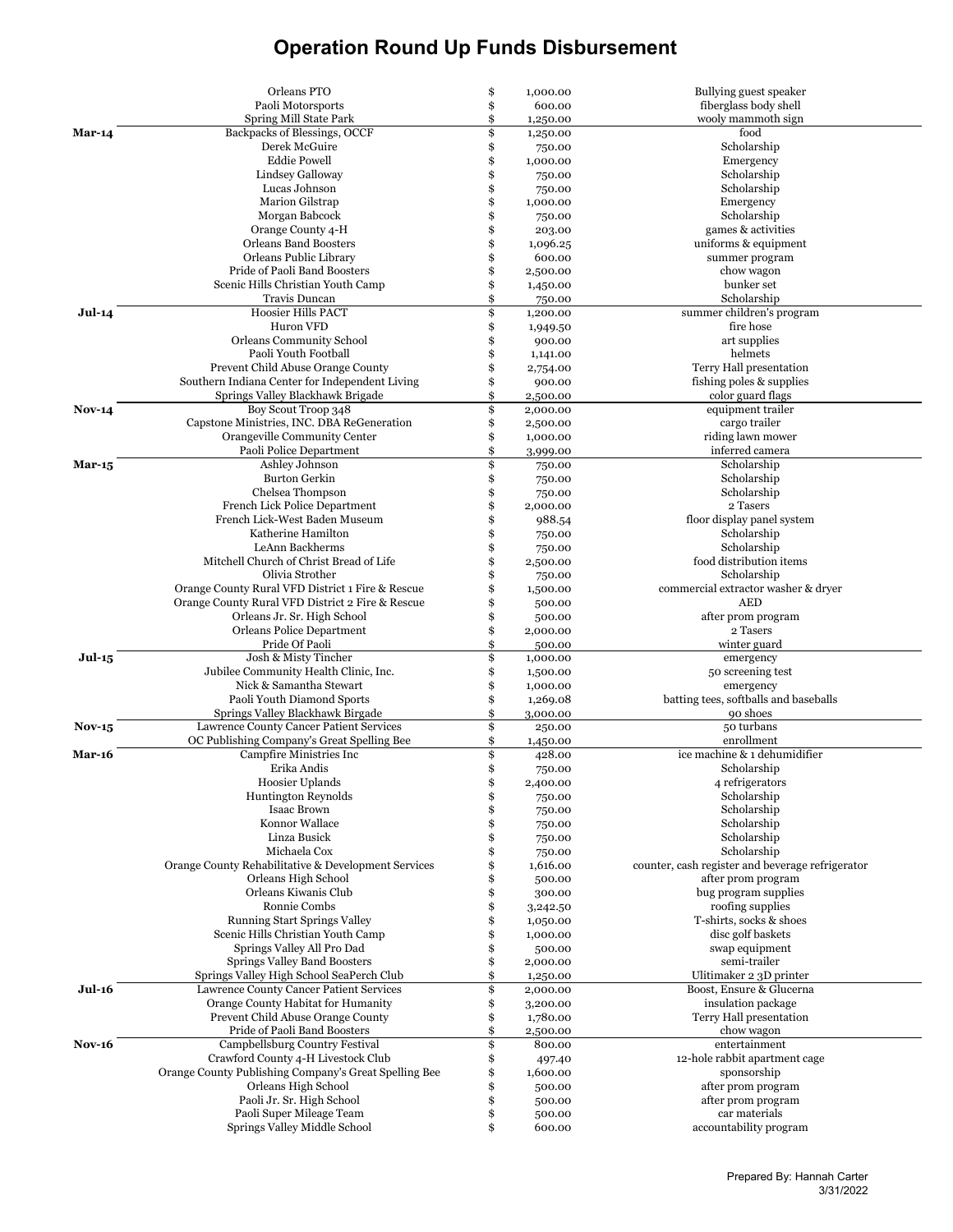# Operation Round Up Funds Disbursement

| Date | Recipient | $ | Amount | Purpose |
|---|---|---|---|---|
| | Orleans PTO | $ | 1,000.00 | Bullying guest speaker |
| | Paoli Motorsports | $ | 600.00 | fiberglass body shell |
| | Spring Mill State Park | $ | 1,250.00 | wooly mammoth sign |
| **Mar-14** | Backpacks of Blessings, OCCF | $ | 1,250.00 | food |
| | Derek McGuire | $ | 750.00 | Scholarship |
| | Eddie Powell | $ | 1,000.00 | Emergency |
| | Lindsey Galloway | $ | 750.00 | Scholarship |
| | Lucas Johnson | $ | 750.00 | Scholarship |
| | Marion Gilstrap | $ | 1,000.00 | Emergency |
| | Morgan Babcock | $ | 750.00 | Scholarship |
| | Orange County 4-H | $ | 203.00 | games & activities |
| | Orleans Band Boosters | $ | 1,096.25 | uniforms & equipment |
| | Orleans Public Library | $ | 600.00 | summer program |
| | Pride of Paoli Band Boosters | $ | 2,500.00 | chow wagon |
| | Scenic Hills Christian Youth Camp | $ | 1,450.00 | bunker set |
| | Travis Duncan | $ | 750.00 | Scholarship |
| **Jul-14** | Hoosier Hills PACT | $ | 1,200.00 | summer children's program |
| | Huron VFD | $ | 1,949.50 | fire hose |
| | Orleans Community School | $ | 900.00 | art supplies |
| | Paoli Youth Football | $ | 1,141.00 | helmets |
| | Prevent Child Abuse Orange County | $ | 2,754.00 | Terry Hall presentation |
| | Southern Indiana Center for Independent Living | $ | 900.00 | fishing poles & supplies |
| | Springs Valley Blackhawk Brigade | $ | 2,500.00 | color guard flags |
| **Nov-14** | Boy Scout Troop 348 | $ | 2,000.00 | equipment trailer |
| | Capstone Ministries, INC. DBA ReGeneration | $ | 2,500.00 | cargo trailer |
| | Orangeville Community Center | $ | 1,000.00 | riding lawn mower |
| | Paoli Police Department | $ | 3,999.00 | inferred camera |
| **Mar-15** | Ashley Johnson | $ | 750.00 | Scholarship |
| | Burton Gerkin | $ | 750.00 | Scholarship |
| | Chelsea Thompson | $ | 750.00 | Scholarship |
| | French Lick Police Department | $ | 2,000.00 | 2 Tasers |
| | French Lick-West Baden Museum | $ | 988.54 | floor display panel system |
| | Katherine Hamilton | $ | 750.00 | Scholarship |
| | LeAnn Backherms | $ | 750.00 | Scholarship |
| | Mitchell Church of Christ Bread of Life | $ | 2,500.00 | food distribution items |
| | Olivia Strother | $ | 750.00 | Scholarship |
| | Orange County Rural VFD District 1 Fire & Rescue | $ | 1,500.00 | commercial extractor washer & dryer |
| | Orange County Rural VFD District 2 Fire & Rescue | $ | 500.00 | AED |
| | Orleans Jr. Sr. High School | $ | 500.00 | after prom program |
| | Orleans Police Department | $ | 2,000.00 | 2 Tasers |
| | Pride Of Paoli | $ | 500.00 | winter guard |
| **Jul-15** | Josh & Misty Tincher | $ | 1,000.00 | emergency |
| | Jubilee Community Health Clinic, Inc. | $ | 1,500.00 | 50 screening test |
| | Nick & Samantha Stewart | $ | 1,000.00 | emergency |
| | Paoli Youth Diamond Sports | $ | 1,269.08 | batting tees, softballs and baseballs |
| | Springs Valley Blackhawk Birgade | $ | 3,000.00 | 90 shoes |
| **Nov-15** | Lawrence County Cancer Patient Services | $ | 250.00 | 50 turbans |
| | OC Publishing Company's Great Spelling Bee | $ | 1,450.00 | enrollment |
| **Mar-16** | Campfire Ministries Inc | $ | 428.00 | ice machine & 1 dehumidifier |
| | Erika Andis | $ | 750.00 | Scholarship |
| | Hoosier Uplands | $ | 2,400.00 | 4 refrigerators |
| | Huntington Reynolds | $ | 750.00 | Scholarship |
| | Isaac Brown | $ | 750.00 | Scholarship |
| | Konnor Wallace | $ | 750.00 | Scholarship |
| | Linza Busick | $ | 750.00 | Scholarship |
| | Michaela Cox | $ | 750.00 | Scholarship |
| | Orange County Rehabilitative & Development Services | $ | 1,616.00 | counter, cash register and beverage refrigerator |
| | Orleans High School | $ | 500.00 | after prom program |
| | Orleans Kiwanis Club | $ | 300.00 | bug program supplies |
| | Ronnie Combs | $ | 3,242.50 | roofing supplies |
| | Running Start Springs Valley | $ | 1,050.00 | T-shirts, socks & shoes |
| | Scenic Hills Christian Youth Camp | $ | 1,000.00 | disc golf baskets |
| | Springs Valley All Pro Dad | $ | 500.00 | swap equipment |
| | Springs Valley Band Boosters | $ | 2,000.00 | semi-trailer |
| | Springs Valley High School SeaPerch Club | $ | 1,250.00 | Ulitimaker 2 3D printer |
| **Jul-16** | Lawrence County Cancer Patient Services | $ | 2,000.00 | Boost, Ensure & Glucerna |
| | Orange County Habitat for Humanity | $ | 3,200.00 | insulation package |
| | Prevent Child Abuse Orange County | $ | 1,780.00 | Terry Hall presentation |
| | Pride of Paoli Band Boosters | $ | 2,500.00 | chow wagon |
| **Nov-16** | Campbellsburg Country Festival | $ | 800.00 | entertainment |
| | Crawford County 4-H Livestock Club | $ | 497.40 | 12-hole rabbit apartment cage |
| | Orange County Publishing Company's Great Spelling Bee | $ | 1,600.00 | sponsorship |
| | Orleans High School | $ | 500.00 | after prom program |
| | Paoli Jr. Sr. High School | $ | 500.00 | after prom program |
| | Paoli Super Mileage Team | $ | 500.00 | car materials |
| | Springs Valley Middle School | $ | 600.00 | accountability program |

Prepared By: Hannah Carter
3/31/2022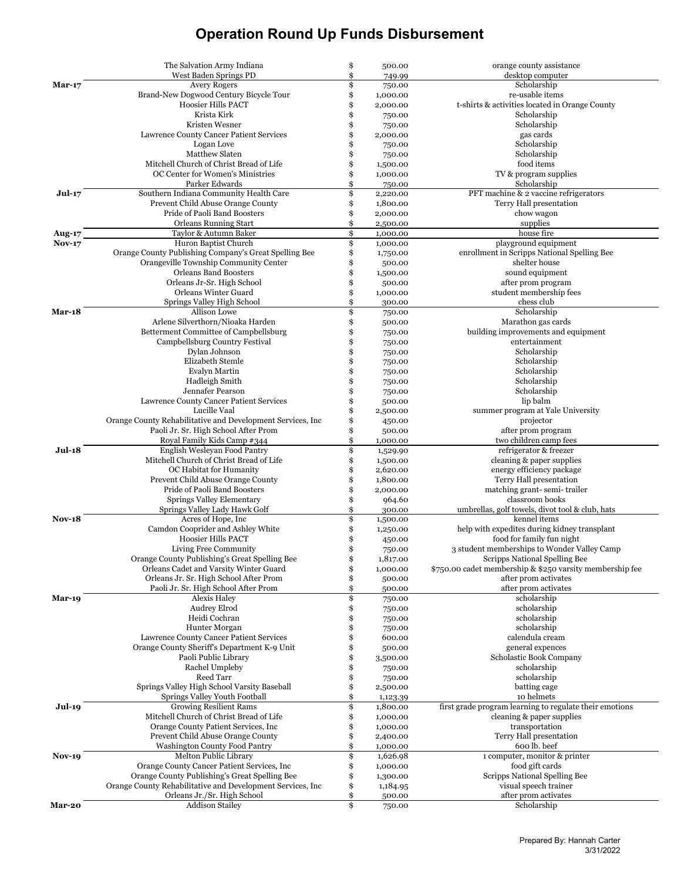# Operation Round Up Funds Disbursement

| Date | Recipient | | Amount | Purpose |
|---|---|---|---|---|
| | The Salvation Army Indiana | $ | 500.00 | orange county assistance |
| | West Baden Springs PD | $ | 749.99 | desktop computer |
| **Mar-17** | Avery Rogers | $ | 750.00 | Scholarship |
| | Brand-New Dogwood Century Bicycle Tour | $ | 1,000.00 | re-usable items |
| | Hoosier Hills PACT | $ | 2,000.00 | t-shirts & activities located in Orange County |
| | Krista Kirk | $ | 750.00 | Scholarship |
| | Kristen Wesner | $ | 750.00 | Scholarship |
| | Lawrence County Cancer Patient Services | $ | 2,000.00 | gas cards |
| | Logan Love | $ | 750.00 | Scholarship |
| | Matthew Slaten | $ | 750.00 | Scholarship |
| | Mitchell Church of Christ Bread of Life | $ | 1,500.00 | food items |
| | OC Center for Women's Ministries | $ | 1,000.00 | TV & program supplies |
| | Parker Edwards | $ | 750.00 | Scholarship |
| **Jul-17** | Southern Indiana Community Health Care | $ | 2,220.00 | PFT machine & 2 vaccine refrigerators |
| | Prevent Child Abuse Orange County | $ | 1,800.00 | Terry Hall presentation |
| | Pride of Paoli Band Boosters | $ | 2,000.00 | chow wagon |
| | Orleans Running Start | $ | 2,500.00 | supplies |
| **Aug-17** | Taylor & Autumn Baker | $ | 1,000.00 | house fire |
| **Nov-17** | Huron Baptist Church | $ | 1,000.00 | playground equipment |
| | Orange County Publishing Company's Great Spelling Bee | $ | 1,750.00 | enrollment in Scripps National Spelling Bee |
| | Orangeville Township Community Center | $ | 500.00 | shelter house |
| | Orleans Band Boosters | $ | 1,500.00 | sound equipment |
| | Orleans Jr-Sr. High School | $ | 500.00 | after prom program |
| | Orleans Winter Guard | $ | 1,000.00 | student membership fees |
| | Springs Valley High School | $ | 300.00 | chess club |
| **Mar-18** | Allison Lowe | $ | 750.00 | Scholarship |
| | Arlene Silverthorn/Nioaka Harden | $ | 500.00 | Marathon gas cards |
| | Betterment Committee of Campbellsburg | $ | 750.00 | building improvements and equipment |
| | Campbellsburg Country Festival | $ | 750.00 | entertainment |
| | Dylan Johnson | $ | 750.00 | Scholarship |
| | Elizabeth Stemle | $ | 750.00 | Scholarship |
| | Evalyn Martin | $ | 750.00 | Scholarship |
| | Hadleigh Smith | $ | 750.00 | Scholarship |
| | Jennafer Pearson | $ | 750.00 | Scholarship |
| | Lawrence County Cancer Patient Services | $ | 500.00 | lip balm |
| | Lucille Vaal | $ | 2,500.00 | summer program at Yale University |
| | Orange County Rehabilitative and Development Services, Inc | $ | 450.00 | projector |
| | Paoli Jr. Sr. High School After Prom | $ | 500.00 | after prom program |
| | Royal Family Kids Camp #344 | $ | 1,000.00 | two children camp fees |
| **Jul-18** | English Wesleyan Food Pantry | $ | 1,529.90 | refrigerator & freezer |
| | Mitchell Church of Christ Bread of Life | $ | 1,500.00 | cleaning & paper supplies |
| | OC Habitat for Humanity | $ | 2,620.00 | energy efficiency package |
| | Prevent Child Abuse Orange County | $ | 1,800.00 | Terry Hall presentation |
| | Pride of Paoli Band Boosters | $ | 2,000.00 | matching grant- semi- trailer |
| | Springs Valley Elementary | $ | 964.60 | classroom books |
| | Springs Valley Lady Hawk Golf | $ | 300.00 | umbrellas, golf towels, divot tool & club, hats |
| **Nov-18** | Acres of Hope, Inc | $ | 1,500.00 | kennel items |
| | Camdon Cooprider and Ashley White | $ | 1,250.00 | help with expedites during kidney transplant |
| | Hoosier Hills PACT | $ | 450.00 | food for family fun night |
| | Living Free Community | $ | 750.00 | 3 student memberships to Wonder Valley Camp |
| | Orange County Publishing's Great Spelling Bee | $ | 1,817.00 | Scripps National Spelling Bee |
| | Orleans Cadet and Varsity Winter Guard | $ | 1,000.00 | $750.00 cadet membership & $250 varsity membership fee |
| | Orleans Jr. Sr. High School After Prom | $ | 500.00 | after prom activates |
| | Paoli Jr. Sr. High School After Prom | $ | 500.00 | after prom activates |
| **Mar-19** | Alexis Haley | $ | 750.00 | scholarship |
| | Audrey Elrod | $ | 750.00 | scholarship |
| | Heidi Cochran | $ | 750.00 | scholarship |
| | Hunter Morgan | $ | 750.00 | scholarship |
| | Lawrence County Cancer Patient Services | $ | 600.00 | calendula cream |
| | Orange County Sheriff's Department K-9 Unit | $ | 500.00 | general expences |
| | Paoli Public Library | $ | 3,500.00 | Scholastic Book Company |
| | Rachel Umpleby | $ | 750.00 | scholarship |
| | Reed Tarr | $ | 750.00 | scholarship |
| | Springs Valley High School Varsity Baseball | $ | 2,500.00 | batting cage |
| | Springs Valley Youth Football | $ | 1,123.39 | 10 helmets |
| **Jul-19** | Growing Resilient Rams | $ | 1,800.00 | first grade program learning to regulate their emotions |
| | Mitchell Church of Christ Bread of Life | $ | 1,000.00 | cleaning & paper supplies |
| | Orange County Patient Services, Inc | $ | 1,000.00 | transportation |
| | Prevent Child Abuse Orange County | $ | 2,400.00 | Terry Hall presentation |
| | Washington County Food Pantry | $ | 1,000.00 | 600 lb. beef |
| **Nov-19** | Melton Public Library | $ | 1,626.98 | 1 computer, monitor & printer |
| | Orange County Cancer Patient Services, Inc | $ | 1,000.00 | food gift cards |
| | Orange County Publishing's Great Spelling Bee | $ | 1,300.00 | Scripps National Spelling Bee |
| | Orange County Rehabilitative and Development Services, Inc | $ | 1,184.95 | visual speech trainer |
| | Orleans Jr./Sr. High School | $ | 500.00 | after prom activates |
| **Mar-20** | Addison Stailey | $ | 750.00 | Scholarship |

Prepared By: Hannah Carter
3/31/2022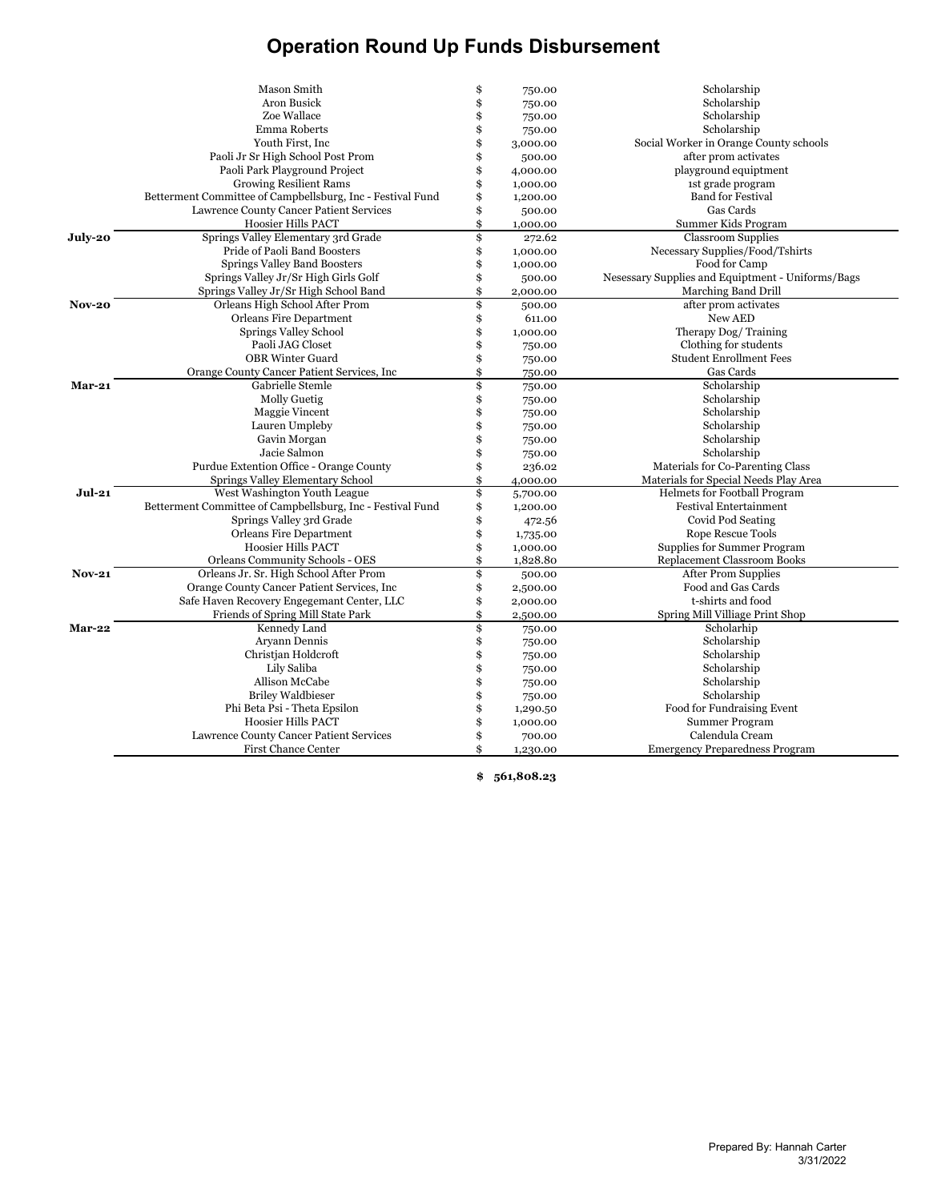# Operation Round Up Funds Disbursement

| | | | |
|---|---|---|---|
| | Mason Smith | $ 750.00 | Scholarship |
| | Aron Busick | $ 750.00 | Scholarship |
| | Zoe Wallace | $ 750.00 | Scholarship |
| | Emma Roberts | $ 750.00 | Scholarship |
| | Youth First, Inc | $ 3,000.00 | Social Worker in Orange County schools |
| | Paoli Jr Sr High School Post Prom | $ 500.00 | after prom activates |
| | Paoli Park Playground Project | $ 4,000.00 | playground equiptment |
| | Growing Resilient Rams | $ 1,000.00 | 1st grade program |
| | Betterment Committee of Campbellsburg, Inc - Festival Fund | $ 1,200.00 | Band for Festival |
| | Lawrence County Cancer Patient Services | $ 500.00 | Gas Cards |
| | Hoosier Hills PACT | $ 1,000.00 | Summer Kids Program |
| **July-20** | Springs Valley Elementary 3rd Grade | $ 272.62 | Classroom Supplies |
| | Pride of Paoli Band Boosters | $ 1,000.00 | Necessary Supplies/Food/Tshirts |
| | Springs Valley Band Boosters | $ 1,000.00 | Food for Camp |
| | Springs Valley Jr/Sr High Girls Golf | $ 500.00 | Nesessary Supplies and Equiptment - Uniforms/Bags |
| | Springs Valley Jr/Sr High School Band | $ 2,000.00 | Marching Band Drill |
| **Nov-20** | Orleans High School After Prom | $ 500.00 | after prom activates |
| | Orleans Fire Department | $ 611.00 | New AED |
| | Springs Valley School | $ 1,000.00 | Therapy Dog/ Training |
| | Paoli JAG Closet | $ 750.00 | Clothing for students |
| | OBR Winter Guard | $ 750.00 | Student Enrollment Fees |
| | Orange County Cancer Patient Services, Inc | $ 750.00 | Gas Cards |
| **Mar-21** | Gabrielle Stemle | $ 750.00 | Scholarship |
| | Molly Guetig | $ 750.00 | Scholarship |
| | Maggie Vincent | $ 750.00 | Scholarship |
| | Lauren Umpleby | $ 750.00 | Scholarship |
| | Gavin Morgan | $ 750.00 | Scholarship |
| | Jacie Salmon | $ 750.00 | Scholarship |
| | Purdue Extention Office - Orange County | $ 236.02 | Materials for Co-Parenting Class |
| | Springs Valley Elementary School | $ 4,000.00 | Materials for Special Needs Play Area |
| **Jul-21** | West Washington Youth League | $ 5,700.00 | Helmets for Football Program |
| | Betterment Committee of Campbellsburg, Inc - Festival Fund | $ 1,200.00 | Festival Entertainment |
| | Springs Valley 3rd Grade | $ 472.56 | Covid Pod Seating |
| | Orleans Fire Department | $ 1,735.00 | Rope Rescue Tools |
| | Hoosier Hills PACT | $ 1,000.00 | Supplies for Summer Program |
| | Orleans Community Schools - OES | $ 1,828.80 | Replacement Classroom Books |
| **Nov-21** | Orleans Jr. Sr. High School After Prom | $ 500.00 | After Prom Supplies |
| | Orange County Cancer Patient Services, Inc | $ 2,500.00 | Food and Gas Cards |
| | Safe Haven Recovery Engegemant Center, LLC | $ 2,000.00 | t-shirts and food |
| | Friends of Spring Mill State Park | $ 2,500.00 | Spring Mill Villiage Print Shop |
| **Mar-22** | Kennedy Land | $ 750.00 | Scholarhip |
| | Aryann Dennis | $ 750.00 | Scholarship |
| | Christjan Holdcroft | $ 750.00 | Scholarship |
| | Lily Saliba | $ 750.00 | Scholarship |
| | Allison McCabe | $ 750.00 | Scholarship |
| | Briley Waldbieser | $ 750.00 | Scholarship |
| | Phi Beta Psi - Theta Epsilon | $ 1,290.50 | Food for Fundraising Event |
| | Hoosier Hills PACT | $ 1,000.00 | Summer Program |
| | Lawrence County Cancer Patient Services | $ 700.00 | Calendula Cream |
| | First Chance Center | $ 1,230.00 | Emergency Preparedness Program |
| | | **$ 561,808.23** | |

Prepared By: Hannah Carter
3/31/2022